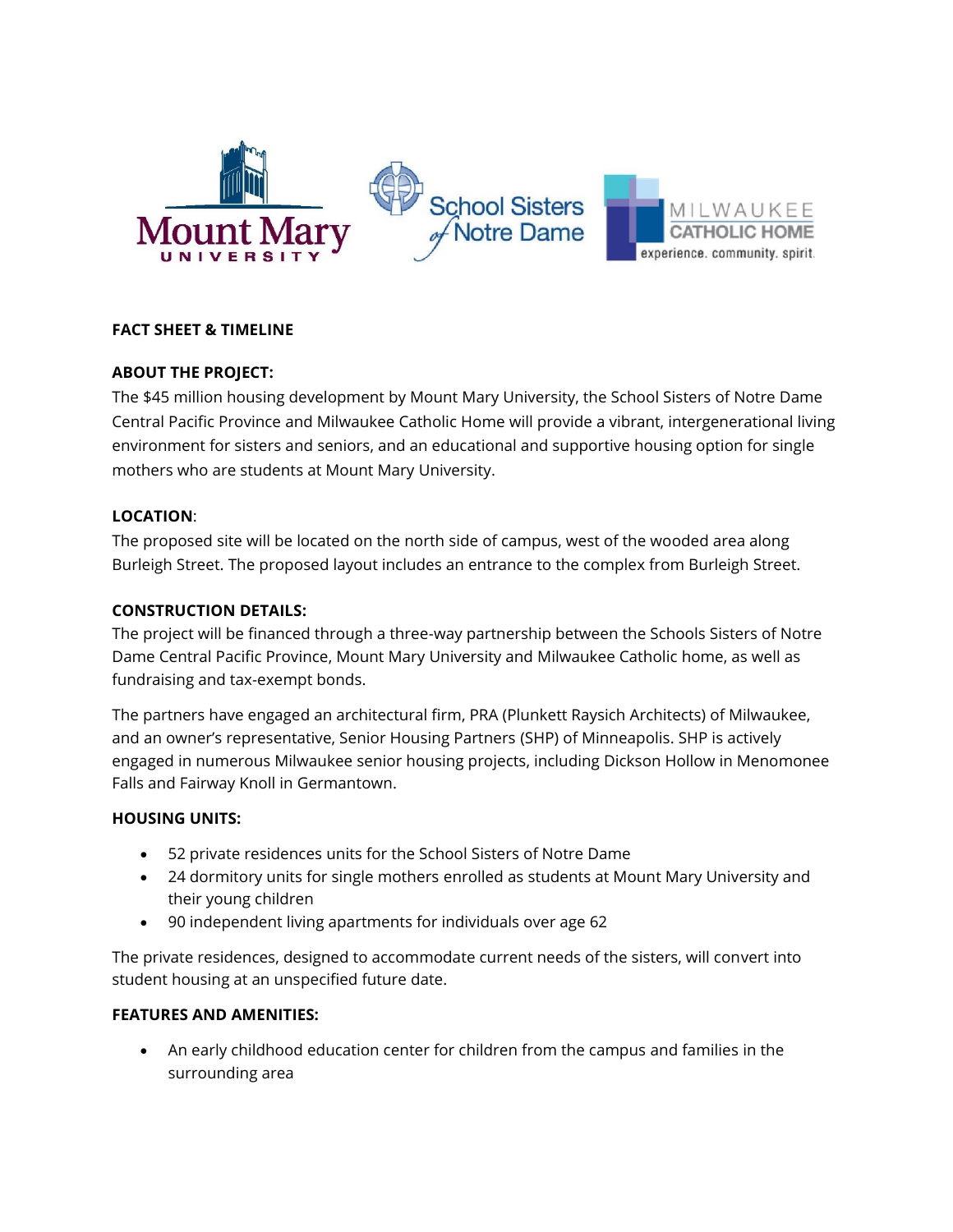**FACT SHEET & TIMELINE**

**ABOUT THE PROJECT:**

The $45 million housing development by Mount Mary University, the School Sisters of Notre Dame Central Pacific Province and Milwaukee Catholic Home will provide a vibrant, intergenerational living environment for sisters and seniors, and an educational and supportive housing option for single mothers who are students at Mount Mary University.

**LOCATION**:

The proposed site will be located on the north side of campus, west of the wooded area along Burleigh Street. The proposed layout includes an entrance to the complex from Burleigh Street.

**CONSTRUCTION DETAILS:**

The project will be financed through a three-way partnership between the Schools Sisters of Notre Dame Central Pacific Province, Mount Mary University and Milwaukee Catholic home, as well as fundraising and tax-exempt bonds.

The partners have engaged an architectural firm, PRA (Plunkett Raysich Architects) of Milwaukee, and an owner's representative, Senior Housing Partners (SHP) of Minneapolis. SHP is actively engaged in numerous Milwaukee senior housing projects, including Dickson Hollow in Menomonee Falls and Fairway Knoll in Germantown.

**HOUSING UNITS:**

- 52 private residences units for the School Sisters of Notre Dame
- 24 dormitory units for single mothers enrolled as students at Mount Mary University and their young children
- 90 independent living apartments for individuals over age 62

The private residences, designed to accommodate current needs of the sisters, will convert into student housing at an unspecified future date.

**FEATURES AND AMENITIES:**

- An early childhood education center for children from the campus and families in the surrounding area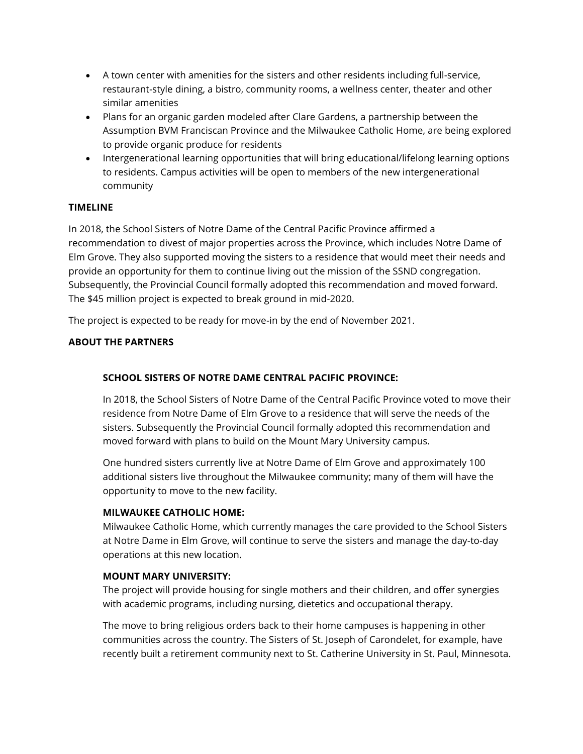- A town center with amenities for the sisters and other residents including full-service, restaurant-style dining, a bistro, community rooms, a wellness center, theater and other similar amenities
- Plans for an organic garden modeled after Clare Gardens, a partnership between the Assumption BVM Franciscan Province and the Milwaukee Catholic Home, are being explored to provide organic produce for residents
- Intergenerational learning opportunities that will bring educational/lifelong learning options to residents. Campus activities will be open to members of the new intergenerational community

**TIMELINE**

In 2018, the School Sisters of Notre Dame of the Central Pacific Province affirmed a recommendation to divest of major properties across the Province, which includes Notre Dame of Elm Grove. They also supported moving the sisters to a residence that would meet their needs and provide an opportunity for them to continue living out the mission of the SSND congregation. Subsequently, the Provincial Council formally adopted this recommendation and moved forward. The $45 million project is expected to break ground in mid-2020.

The project is expected to be ready for move-in by the end of November 2021.

**ABOUT THE PARTNERS**

**SCHOOL SISTERS OF NOTRE DAME CENTRAL PACIFIC PROVINCE:**

In 2018, the School Sisters of Notre Dame of the Central Pacific Province voted to move their residence from Notre Dame of Elm Grove to a residence that will serve the needs of the sisters. Subsequently the Provincial Council formally adopted this recommendation and moved forward with plans to build on the Mount Mary University campus.

One hundred sisters currently live at Notre Dame of Elm Grove and approximately 100 additional sisters live throughout the Milwaukee community; many of them will have the opportunity to move to the new facility.

**MILWAUKEE CATHOLIC HOME:**

Milwaukee Catholic Home, which currently manages the care provided to the School Sisters at Notre Dame in Elm Grove, will continue to serve the sisters and manage the day-to-day operations at this new location.

**MOUNT MARY UNIVERSITY:**

The project will provide housing for single mothers and their children, and offer synergies with academic programs, including nursing, dietetics and occupational therapy.

The move to bring religious orders back to their home campuses is happening in other communities across the country. The Sisters of St. Joseph of Carondelet, for example, have recently built a retirement community next to St. Catherine University in St. Paul, Minnesota.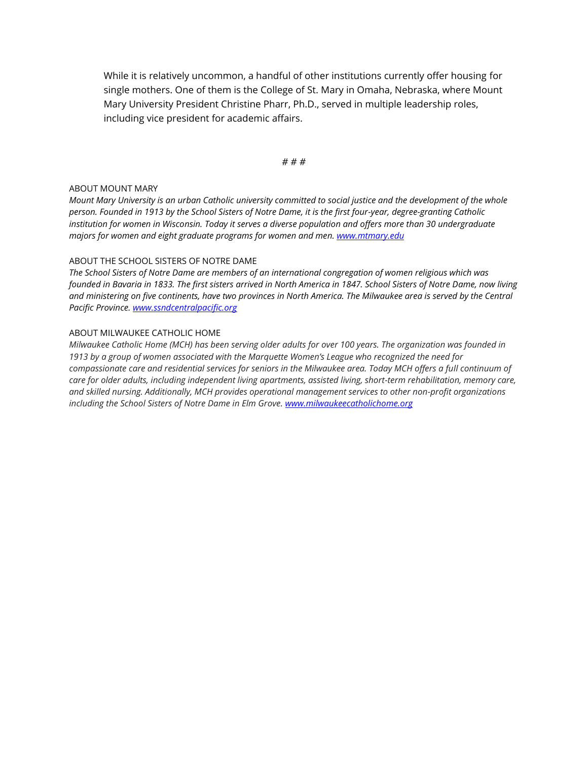While it is relatively uncommon, a handful of other institutions currently offer housing for single mothers. One of them is the College of St. Mary in Omaha, Nebraska, where Mount Mary University President Christine Pharr, Ph.D., served in multiple leadership roles, including vice president for academic affairs.

# # #

ABOUT MOUNT MARY

*Mount Mary University is an urban Catholic university committed to social justice and the development of the whole person. Founded in 1913 by the School Sisters of Notre Dame, it is the first four-year, degree-granting Catholic institution for women in Wisconsin. Today it serves a diverse population and offers more than 30 undergraduate majors for women and eight graduate programs for women and men. [www.mtmary.edu](http://www.mtmary.edu)*

ABOUT THE SCHOOL SISTERS OF NOTRE DAME

*The School Sisters of Notre Dame are members of an international congregation of women religious which was founded in Bavaria in 1833. The first sisters arrived in North America in 1847. School Sisters of Notre Dame, now living and ministering on five continents, have two provinces in North America. The Milwaukee area is served by the Central Pacific Province. [www.ssndcentralpacific.org](http://www.ssndcentralpacific.org)*

ABOUT MILWAUKEE CATHOLIC HOME

*Milwaukee Catholic Home (MCH) has been serving older adults for over 100 years. The organization was founded in 1913 by a group of women associated with the Marquette Women's League who recognized the need for compassionate care and residential services for seniors in the Milwaukee area. Today MCH offers a full continuum of care for older adults, including independent living apartments, assisted living, short-term rehabilitation, memory care, and skilled nursing. Additionally, MCH provides operational management services to other non-profit organizations including the School Sisters of Notre Dame in Elm Grove. [www.milwaukeecatholichome.org](http://www.milwaukeecatholichome.org)*